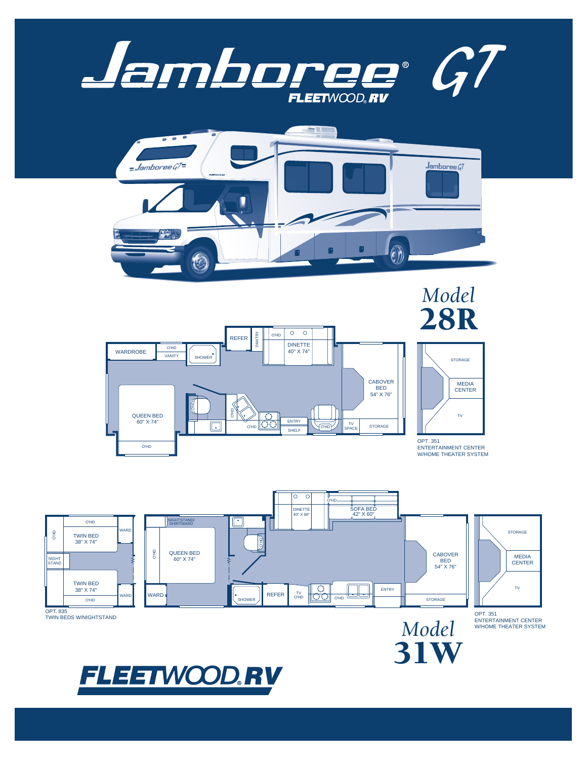# Jamboree® GT

FLEETWOOD RV

## Model 28R

WARDROBE
O'HD
VANITY
SHOWER
REFER
PANTRY
O'HD
DINETTE 40" X 74"
CABOVER BED 54" X 76"
QUEEN BED 60" X 74"
O'HD
O'HD
O'HD
ENTRY
SHELF
O'HD
TV SPACE
STORAGE
O'HD

STORAGE
MEDIA CENTER
TV

OPT. 351
ENTERTAINMENT CENTER
W/HOME THEATER SYSTEM

## Model 31W

O'HD
WARD
O'HD
TWIN BED 38" X 74"
NIGHT STAND
TWIN BED 38" X 74"
WARD
O'HD

OPT. 835
TWIN BEDS W/NIGHTSTAND

NIGHTSTAND/ SHIRTWARD
O'HD
QUEEN BED 60" X 74"
O'HD
WARD
SHOWER
REFER
TV O'HD
O'HD
ENTRY
DINETTE 40" X 68"
O'HD
SOFA BED 42" X 60"
CABOVER BED 54" X 76"
STORAGE

STORAGE
MEDIA CENTER
TV

OPT. 351
ENTERTAINMENT CENTER
W/HOME THEATER SYSTEM

FLEETWOOD RV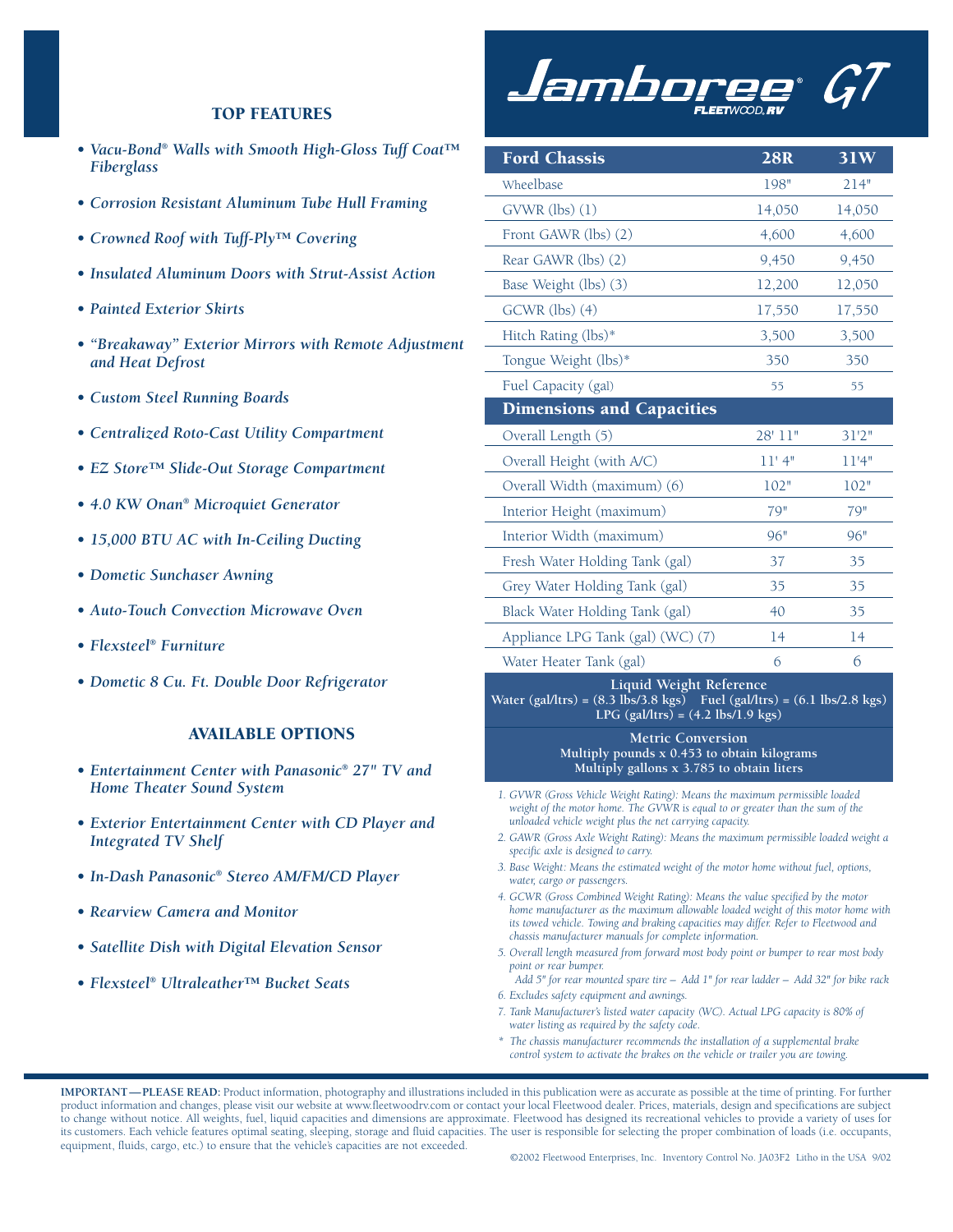# Jamboree GT

FLEETWOOD RV

## TOP FEATURES

- *Vacu-Bond® Walls with Smooth High-Gloss Tuff Coat™ Fiberglass*
- *Corrosion Resistant Aluminum Tube Hull Framing*
- *Crowned Roof with Tuff-Ply™ Covering*
- *Insulated Aluminum Doors with Strut-Assist Action*
- *Painted Exterior Skirts*
- *"Breakaway" Exterior Mirrors with Remote Adjustment and Heat Defrost*
- *Custom Steel Running Boards*
- *Centralized Roto-Cast Utility Compartment*
- *EZ Store™ Slide-Out Storage Compartment*
- *4.0 KW Onan® Microquiet Generator*
- *15,000 BTU AC with In-Ceiling Ducting*
- *Dometic Sunchaser Awning*
- *Auto-Touch Convection Microwave Oven*
- *Flexsteel® Furniture*
- *Dometic 8 Cu. Ft. Double Door Refrigerator*

## AVAILABLE OPTIONS

- *Entertainment Center with Panasonic® 27" TV and Home Theater Sound System*
- *Exterior Entertainment Center with CD Player and Integrated TV Shelf*
- *In-Dash Panasonic® Stereo AM/FM/CD Player*
- *Rearview Camera and Monitor*
- *Satellite Dish with Digital Elevation Sensor*
- *Flexsteel® Ultraleather™ Bucket Seats*

| Ford Chassis | 28R | 31W |
|---|---|---|
| Wheelbase | 198" | 214" |
| GVWR (lbs) (1) | 14,050 | 14,050 |
| Front GAWR (lbs) (2) | 4,600 | 4,600 |
| Rear GAWR (lbs) (2) | 9,450 | 9,450 |
| Base Weight (lbs) (3) | 12,200 | 12,050 |
| GCWR (lbs) (4) | 17,550 | 17,550 |
| Hitch Rating (lbs)* | 3,500 | 3,500 |
| Tongue Weight (lbs)* | 350 | 350 |
| Fuel Capacity (gal) | 55 | 55 |
| **Dimensions and Capacities** | | |
| Overall Length (5) | 28' 11" | 31'2" |
| Overall Height (with A/C) | 11' 4" | 11'4" |
| Overall Width (maximum) (6) | 102" | 102" |
| Interior Height (maximum) | 79" | 79" |
| Interior Width (maximum) | 96" | 96" |
| Fresh Water Holding Tank (gal) | 37 | 35 |
| Grey Water Holding Tank (gal) | 35 | 35 |
| Black Water Holding Tank (gal) | 40 | 35 |
| Appliance LPG Tank (gal) (WC) (7) | 14 | 14 |
| Water Heater Tank (gal) | 6 | 6 |

**Liquid Weight Reference**
**Water (gal/ltrs) = (8.3 lbs/3.8 kgs) Fuel (gal/ltrs) = (6.1 lbs/2.8 kgs) LPG (gal/ltrs) = (4.2 lbs/1.9 kgs)**

**Metric Conversion**
**Multiply pounds x 0.453 to obtain kilograms**
**Multiply gallons x 3.785 to obtain liters**

1. *GVWR (Gross Vehicle Weight Rating): Means the maximum permissible loaded weight of the motor home. The GVWR is equal to or greater than the sum of the unloaded vehicle weight plus the net carrying capacity.*
2. *GAWR (Gross Axle Weight Rating): Means the maximum permissible loaded weight a specific axle is designed to carry.*
3. *Base Weight: Means the estimated weight of the motor home without fuel, options, water, cargo or passengers.*
4. *GCWR (Gross Combined Weight Rating): Means the value specified by the motor home manufacturer as the maximum allowable loaded weight of this motor home with its towed vehicle. Towing and braking capacities may differ. Refer to Fleetwood and chassis manufacturer manuals for complete information.*
5. *Overall length measured from forward most body point or bumper to rear most body point or rear bumper.*
   *Add 5" for rear mounted spare tire – Add 1" for rear ladder – Add 32" for bike rack*
6. *Excludes safety equipment and awnings.*
7. *Tank Manufacturer's listed water capacity (WC). Actual LPG capacity is 80% of water listing as required by the safety code.*

\* *The chassis manufacturer recommends the installation of a supplemental brake control system to activate the brakes on the vehicle or trailer you are towing.*

**IMPORTANT—PLEASE READ:** Product information, photography and illustrations included in this publication were as accurate as possible at the time of printing. For further product information and changes, please visit our website at www.fleetwoodrv.com or contact your local Fleetwood dealer. Prices, materials, design and specifications are subject to change without notice. All weights, fuel, liquid capacities and dimensions are approximate. Fleetwood has designed its recreational vehicles to provide a variety of uses for its customers. Each vehicle features optimal seating, sleeping, storage and fluid capacities. The user is responsible for selecting the proper combination of loads (i.e. occupants, equipment, fluids, cargo, etc.) to ensure that the vehicle's capacities are not exceeded.

©2002 Fleetwood Enterprises, Inc. Inventory Control No. JA03F2 Litho in the USA 9/02